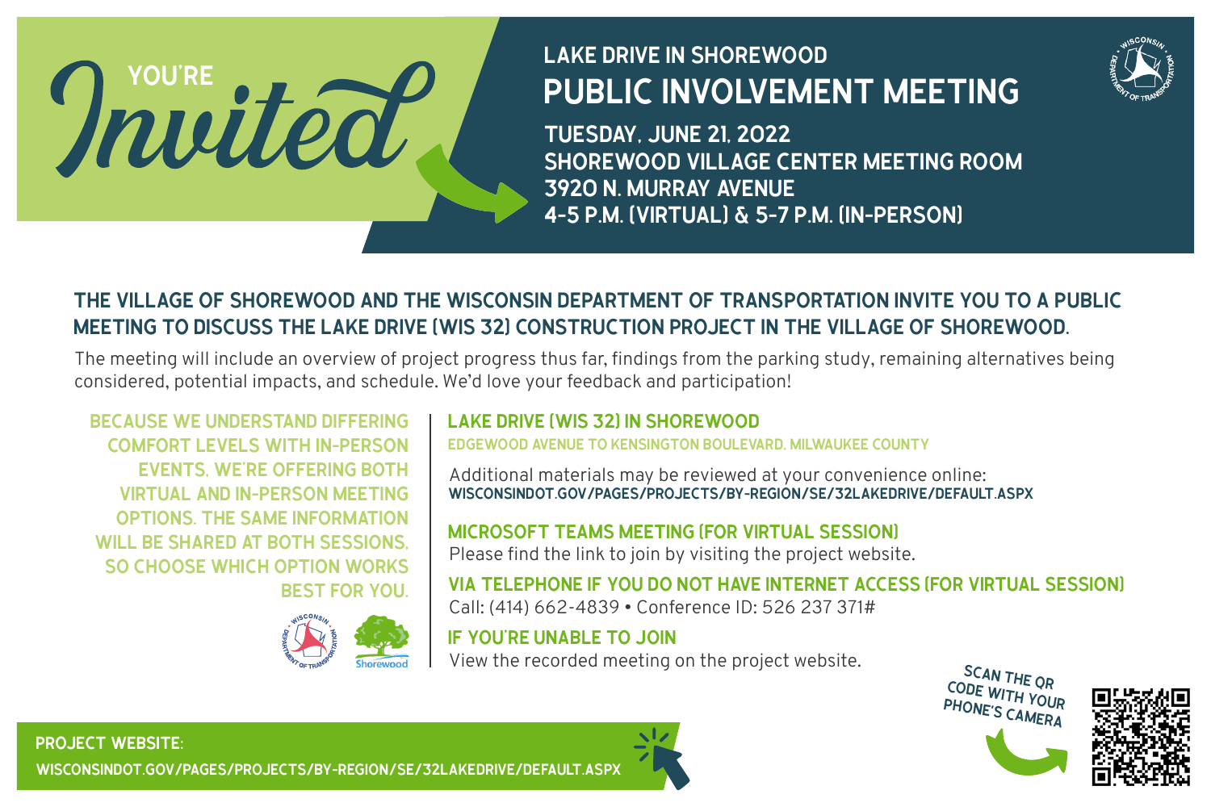# YOU'RE *Invited*

## LAKE DRIVE IN SHOREWOOD
# PUBLIC INVOLVEMENT MEETING

**TUESDAY, JUNE 21, 2022**
**SHOREWOOD VILLAGE CENTER MEETING ROOM**
**3920 N. MURRAY AVENUE**
**4-5 P.M. (VIRTUAL) & 5-7 P.M. (IN-PERSON)**

## THE VILLAGE OF SHOREWOOD AND THE WISCONSIN DEPARTMENT OF TRANSPORTATION INVITE YOU TO A PUBLIC MEETING TO DISCUSS THE LAKE DRIVE (WIS 32) CONSTRUCTION PROJECT IN THE VILLAGE OF SHOREWOOD.

The meeting will include an overview of project progress thus far, findings from the parking study, remaining alternatives being considered, potential impacts, and schedule. We'd love your feedback and participation!

**BECAUSE WE UNDERSTAND DIFFERING COMFORT LEVELS WITH IN-PERSON EVENTS, WE'RE OFFERING BOTH VIRTUAL AND IN-PERSON MEETING OPTIONS. THE SAME INFORMATION WILL BE SHARED AT BOTH SESSIONS, SO CHOOSE WHICH OPTION WORKS BEST FOR YOU.**

### LAKE DRIVE (WIS 32) IN SHOREWOOD

**EDGEWOOD AVENUE TO KENSINGTON BOULEVARD, MILWAUKEE COUNTY**

Additional materials may be reviewed at your convenience online:
**WISCONSINDOT.GOV/PAGES/PROJECTS/BY-REGION/SE/32LAKEDRIVE/DEFAULT.ASPX**

### MICROSOFT TEAMS MEETING (FOR VIRTUAL SESSION)

Please find the link to join by visiting the project website.

### VIA TELEPHONE IF YOU DO NOT HAVE INTERNET ACCESS (FOR VIRTUAL SESSION)

Call: (414) 662-4839 • Conference ID: 526 237 371#

### IF YOU'RE UNABLE TO JOIN

View the recorded meeting on the project website.

SCAN THE QR CODE WITH YOUR PHONE'S CAMERA

**PROJECT WEBSITE:**
**WISCONSINDOT.GOV/PAGES/PROJECTS/BY-REGION/SE/32LAKEDRIVE/DEFAULT.ASPX**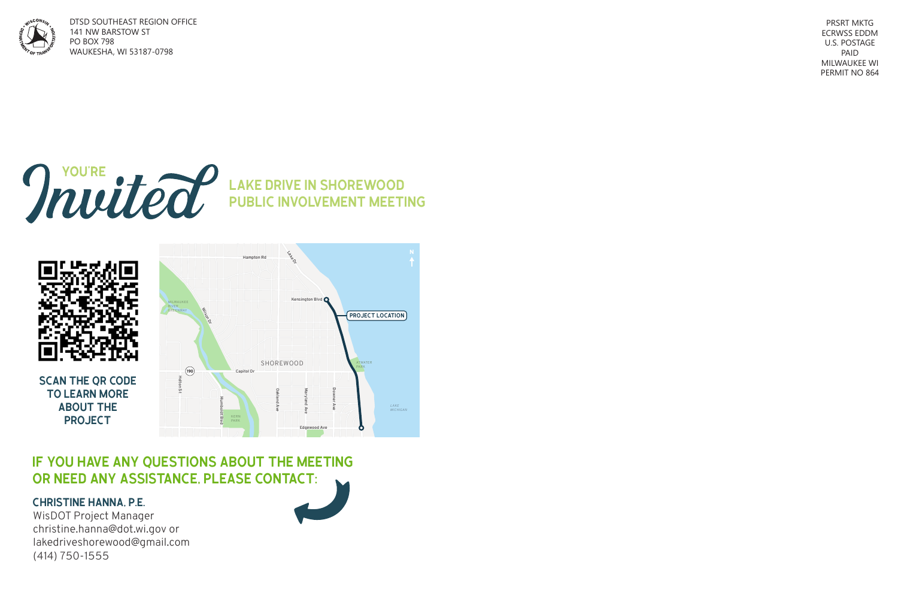DTSD SOUTHEAST REGION OFFICE
141 NW BARSTOW ST
PO BOX 798
WAUKESHA, WI 53187-0798

PRSRT MKTG
ECRWSS EDDM
U.S. POSTAGE
PAID
MILWAUKEE WI
PERMIT NO 864

# YOU'RE Invited

## LAKE DRIVE IN SHOREWOOD PUBLIC INVOLVEMENT MEETING

**SCAN THE QR CODE TO LEARN MORE ABOUT THE PROJECT**

Hampton Rd
Lake Dr
Kensington Blvd
PROJECT LOCATION
MILWAUKEE RIVER GREENWAY
Wilson Dr
SHOREWOOD
ATWATER PARK
190
Capitol Dr
Holton St
Humboldt Blvd
KERN PARK
Oakland Ave
Maryland Ave
Downer Ave
LAKE MICHIGAN
Edgewood Ave
N

## IF YOU HAVE ANY QUESTIONS ABOUT THE MEETING OR NEED ANY ASSISTANCE, PLEASE CONTACT:

**CHRISTINE HANNA, P.E.**
WisDOT Project Manager
christine.hanna@dot.wi.gov or
lakedriveshorewood@gmail.com
(414) 750-1555